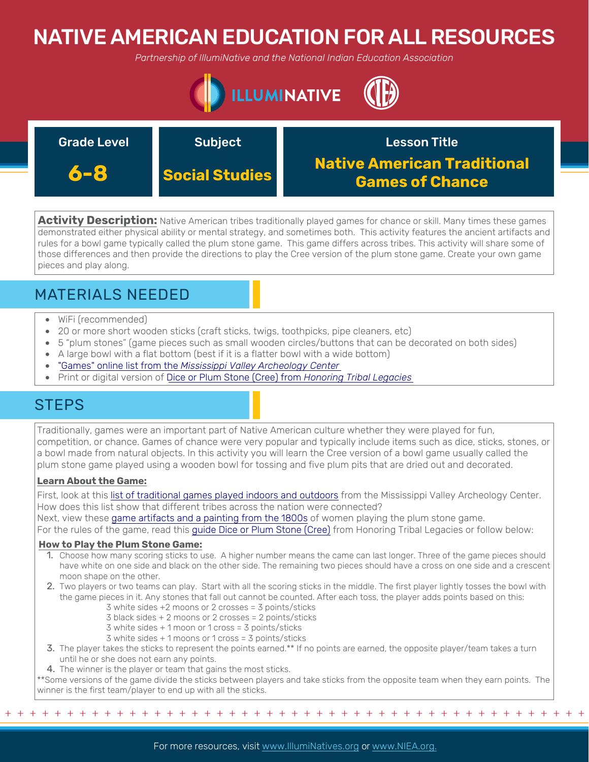# NATIVE AMERICAN EDUCATION FOR ALL RESOURCES

*Partnership of IllumiNative and the National Indian Education Association*

| Grade Level | Subject | Lesson Title |
| --- | --- | --- |
| **6-8** | **Social Studies** | **Native American Traditional Games of Chance** |

**Activity Description:** Native American tribes traditionally played games for chance or skill. Many times these games demonstrated either physical ability or mental strategy, and sometimes both. This activity features the ancient artifacts and rules for a bowl game typically called the plum stone game. This game differs across tribes. This activity will share some of those differences and then provide the directions to play the Cree version of the plum stone game. Create your own game pieces and play along.

## MATERIALS NEEDED

- WiFi (recommended)
- 20 or more short wooden sticks (craft sticks, twigs, toothpicks, pipe cleaners, etc)
- 5 "plum stones" (game pieces such as small wooden circles/buttons that can be decorated on both sides)
- A large bowl with a flat bottom (best if it is a flatter bowl with a wide bottom)
- "Games" online list from the *Mississippi Valley Archeology Center*
- Print or digital version of Dice or Plum Stone (Cree) from *Honoring Tribal Legacies*

## STEPS

Traditionally, games were an important part of Native American culture whether they were played for fun, competition, or chance. Games of chance were very popular and typically include items such as dice, sticks, stones, or a bowl made from natural objects. In this activity you will learn the Cree version of a bowl game usually called the plum stone game played using a wooden bowl for tossing and five plum pits that are dried out and decorated.

### Learn About the Game:

First, look at this list of traditional games played indoors and outdoors from the Mississippi Valley Archeology Center. How does this list show that different tribes across the nation were connected?
Next, view these game artifacts and a painting from the 1800s of women playing the plum stone game.
For the rules of the game, read this guide Dice or Plum Stone (Cree) from Honoring Tribal Legacies or follow below:

### How to Play the Plum Stone Game:

1. Choose how many scoring sticks to use. A higher number means the came can last longer. Three of the game pieces should have white on one side and black on the other side. The remaining two pieces should have a cross on one side and a crescent moon shape on the other.
2. Two players or two teams can play. Start with all the scoring sticks in the middle. The first player lightly tosses the bowl with the game pieces in it. Any stones that fall out cannot be counted. After each toss, the player adds points based on this:
   - 3 white sides +2 moons or 2 crosses = 3 points/sticks
   - 3 black sides + 2 moons or 2 crosses = 2 points/sticks
   - 3 white sides + 1 moon or 1 cross = 3 points/sticks
   - 3 white sides + 1 moons or 1 cross = 3 points/sticks
3. The player takes the sticks to represent the points earned.** If no points are earned, the opposite player/team takes a turn until he or she does not earn any points.
4. The winner is the player or team that gains the most sticks.

**Some versions of the game divide the sticks between players and take sticks from the opposite team when they earn points. The winner is the first team/player to end up with all the sticks.

For more resources, visit www.IllumiNatives.org or www.NIEA.org.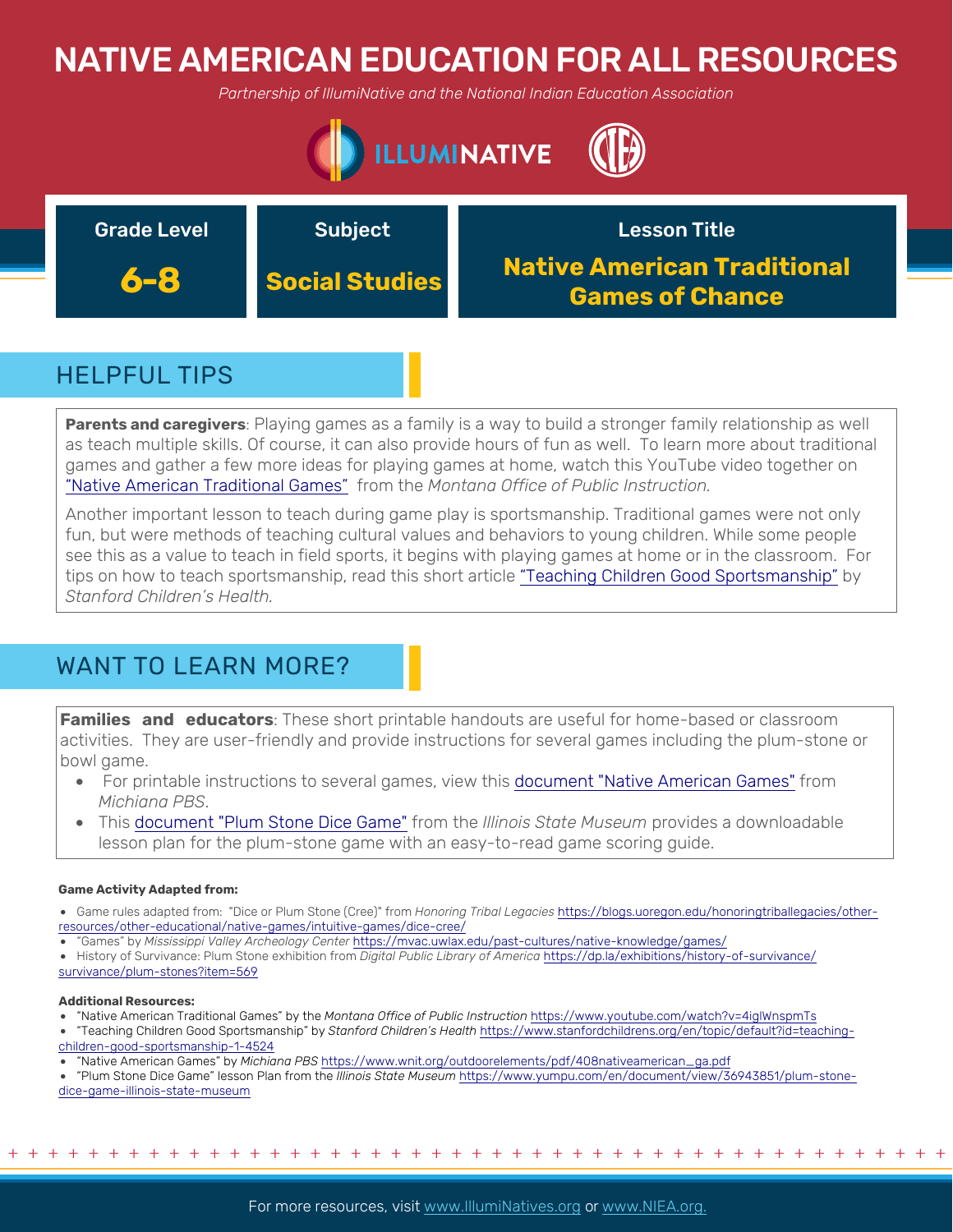# NATIVE AMERICAN EDUCATION FOR ALL RESOURCES

*Partnership of IllumiNative and the National Indian Education Association*

| Grade Level | Subject | Lesson Title |
|---|---|---|
| **6-8** | **Social Studies** | **Native American Traditional Games of Chance** |

## HELPFUL TIPS

**Parents and caregivers**: Playing games as a family is a way to build a stronger family relationship as well as teach multiple skills. Of course, it can also provide hours of fun as well. To learn more about traditional games and gather a few more ideas for playing games at home, watch this YouTube video together on "Native American Traditional Games" from the *Montana Office of Public Instruction.*

Another important lesson to teach during game play is sportsmanship. Traditional games were not only fun, but were methods of teaching cultural values and behaviors to young children. While some people see this as a value to teach in field sports, it begins with playing games at home or in the classroom. For tips on how to teach sportsmanship, read this short article "Teaching Children Good Sportsmanship" by *Stanford Children's Health.*

## WANT TO LEARN MORE?

**Families and educators**: These short printable handouts are useful for home-based or classroom activities. They are user-friendly and provide instructions for several games including the plum-stone or bowl game.

- For printable instructions to several games, view this document "Native American Games" from *Michiana PBS*.
- This document "Plum Stone Dice Game" from the *Illinois State Museum* provides a downloadable lesson plan for the plum-stone game with an easy-to-read game scoring guide.

**Game Activity Adapted from:**

- Game rules adapted from: "Dice or Plum Stone (Cree)" from *Honoring Tribal Legacies* https://blogs.uoregon.edu/honoringtriballegacies/other-resources/other-educational/native-games/intuitive-games/dice-cree/
- "Games" by *Mississippi Valley Archeology Center* https://mvac.uwlax.edu/past-cultures/native-knowledge/games/
- History of Survivance: Plum Stone exhibition from *Digital Public Library of America* https://dp.la/exhibitions/history-of-survivance/survivance/plum-stones?item=569

**Additional Resources:**

- "Native American Traditional Games" by the *Montana Office of Public Instruction* https://www.youtube.com/watch?v=4iglWnspmTs
- "Teaching Children Good Sportsmanship" by *Stanford Children's Health* https://www.stanfordchildrens.org/en/topic/default?id=teaching-children-good-sportsmanship-1-4524
- "Native American Games" by *Michiana PBS* https://www.wnit.org/outdoorelements/pdf/408nativeamerican_ga.pdf
- "Plum Stone Dice Game" lesson Plan from the *Illinois State Museum* https://www.yumpu.com/en/document/view/36943851/plum-stone-dice-game-illinois-state-museum

For more resources, visit www.IlluminNatives.org or www.NIEA.org.